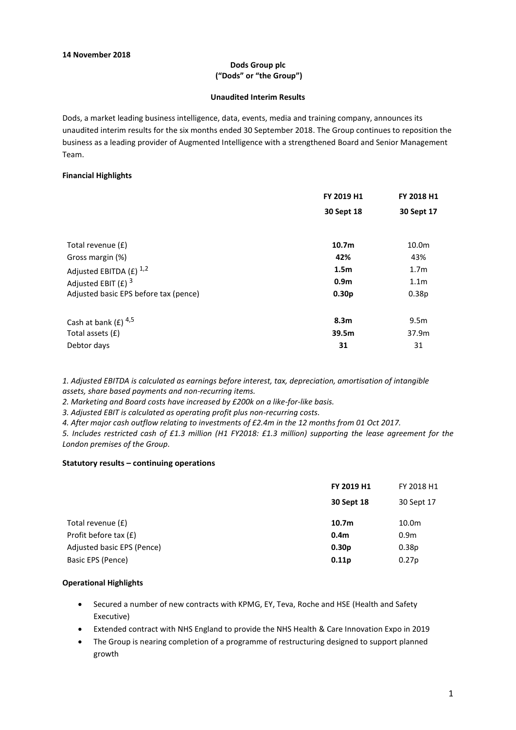**14 November 2018**

**Dods Group plc**
**("Dods" or "the Group")**

**Unaudited Interim Results**

Dods, a market leading business intelligence, data, events, media and training company, announces its unaudited interim results for the six months ended 30 September 2018. The Group continues to reposition the business as a leading provider of Augmented Intelligence with a strengthened Board and Senior Management Team.

**Financial Highlights**

| | **FY 2019 H1** | **FY 2018 H1** |
|---|---|---|
| | **30 Sept 18** | **30 Sept 17** |
| Total revenue (£) | **10.7m** | 10.0m |
| Gross margin (%) | **42%** | 43% |
| Adjusted EBITDA (£) [1,2] | **1.5m** | 1.7m |
| Adjusted EBIT (£) [3] | **0.9m** | 1.1m |
| Adjusted basic EPS before tax (pence) | **0.30p** | 0.38p |
| Cash at bank (£) [4,5] | **8.3m** | 9.5m |
| Total assets (£) | **39.5m** | 37.9m |
| Debtor days | **31** | 31 |

*1. Adjusted EBITDA is calculated as earnings before interest, tax, depreciation, amortisation of intangible assets, share based payments and non-recurring items.*

*2. Marketing and Board costs have increased by £200k on a like-for-like basis.*

*3. Adjusted EBIT is calculated as operating profit plus non-recurring costs.*

*4. After major cash outflow relating to investments of £2.4m in the 12 months from 01 Oct 2017.*

*5. Includes restricted cash of £1.3 million (H1 FY2018: £1.3 million) supporting the lease agreement for the London premises of the Group.*

**Statutory results – continuing operations**

| | **FY 2019 H1** | FY 2018 H1 |
|---|---|---|
| | **30 Sept 18** | 30 Sept 17 |
| Total revenue (£) | **10.7m** | 10.0m |
| Profit before tax (£) | **0.4m** | 0.9m |
| Adjusted basic EPS (Pence) | **0.30p** | 0.38p |
| Basic EPS (Pence) | **0.11p** | 0.27p |

**Operational Highlights**

- Secured a number of new contracts with KPMG, EY, Teva, Roche and HSE (Health and Safety Executive)
- Extended contract with NHS England to provide the NHS Health & Care Innovation Expo in 2019
- The Group is nearing completion of a programme of restructuring designed to support planned growth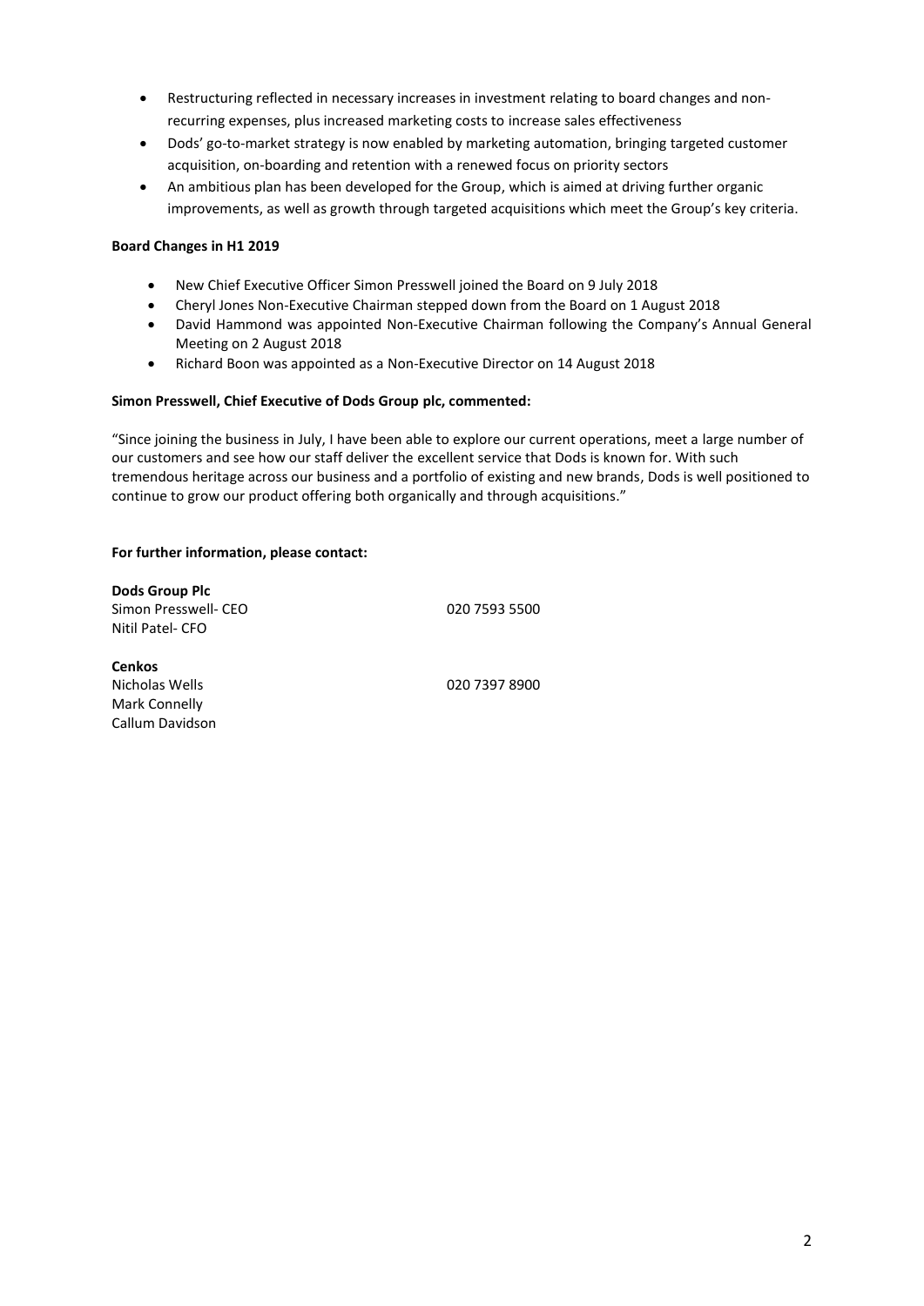- Restructuring reflected in necessary increases in investment relating to board changes and non-recurring expenses, plus increased marketing costs to increase sales effectiveness
- Dods' go-to-market strategy is now enabled by marketing automation, bringing targeted customer acquisition, on-boarding and retention with a renewed focus on priority sectors
- An ambitious plan has been developed for the Group, which is aimed at driving further organic improvements, as well as growth through targeted acquisitions which meet the Group's key criteria.

**Board Changes in H1 2019**

- New Chief Executive Officer Simon Presswell joined the Board on 9 July 2018
- Cheryl Jones Non-Executive Chairman stepped down from the Board on 1 August 2018
- David Hammond was appointed Non-Executive Chairman following the Company's Annual General Meeting on 2 August 2018
- Richard Boon was appointed as a Non-Executive Director on 14 August 2018

**Simon Presswell, Chief Executive of Dods Group plc, commented:**

"Since joining the business in July, I have been able to explore our current operations, meet a large number of our customers and see how our staff deliver the excellent service that Dods is known for. With such tremendous heritage across our business and a portfolio of existing and new brands, Dods is well positioned to continue to grow our product offering both organically and through acquisitions."

**For further information, please contact:**

**Dods Group Plc**
Simon Presswell- CEO 020 7593 5500
Nitil Patel- CFO

**Cenkos**
Nicholas Wells 020 7397 8900
Mark Connelly
Callum Davidson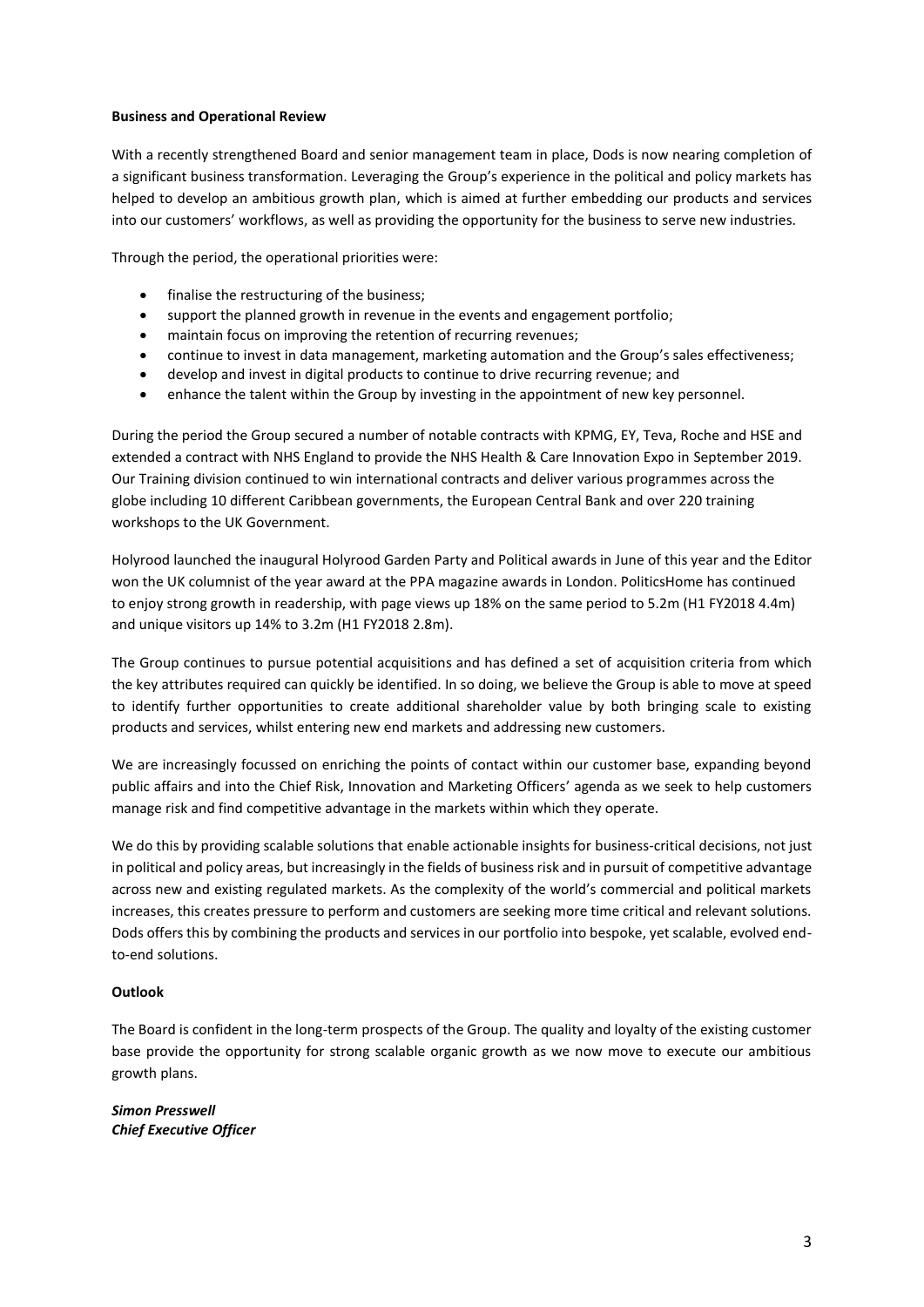**Business and Operational Review**

With a recently strengthened Board and senior management team in place, Dods is now nearing completion of a significant business transformation. Leveraging the Group's experience in the political and policy markets has helped to develop an ambitious growth plan, which is aimed at further embedding our products and services into our customers' workflows, as well as providing the opportunity for the business to serve new industries.

Through the period, the operational priorities were:

- finalise the restructuring of the business;
- support the planned growth in revenue in the events and engagement portfolio;
- maintain focus on improving the retention of recurring revenues;
- continue to invest in data management, marketing automation and the Group's sales effectiveness;
- develop and invest in digital products to continue to drive recurring revenue; and
- enhance the talent within the Group by investing in the appointment of new key personnel.

During the period the Group secured a number of notable contracts with KPMG, EY, Teva, Roche and HSE and extended a contract with NHS England to provide the NHS Health & Care Innovation Expo in September 2019. Our Training division continued to win international contracts and deliver various programmes across the globe including 10 different Caribbean governments, the European Central Bank and over 220 training workshops to the UK Government.

Holyrood launched the inaugural Holyrood Garden Party and Political awards in June of this year and the Editor won the UK columnist of the year award at the PPA magazine awards in London. PoliticsHome has continued to enjoy strong growth in readership, with page views up 18% on the same period to 5.2m (H1 FY2018 4.4m) and unique visitors up 14% to 3.2m (H1 FY2018 2.8m).

The Group continues to pursue potential acquisitions and has defined a set of acquisition criteria from which the key attributes required can quickly be identified. In so doing, we believe the Group is able to move at speed to identify further opportunities to create additional shareholder value by both bringing scale to existing products and services, whilst entering new end markets and addressing new customers.

We are increasingly focussed on enriching the points of contact within our customer base, expanding beyond public affairs and into the Chief Risk, Innovation and Marketing Officers' agenda as we seek to help customers manage risk and find competitive advantage in the markets within which they operate.

We do this by providing scalable solutions that enable actionable insights for business-critical decisions, not just in political and policy areas, but increasingly in the fields of business risk and in pursuit of competitive advantage across new and existing regulated markets. As the complexity of the world's commercial and political markets increases, this creates pressure to perform and customers are seeking more time critical and relevant solutions. Dods offers this by combining the products and services in our portfolio into bespoke, yet scalable, evolved end-to-end solutions.

**Outlook**

The Board is confident in the long-term prospects of the Group. The quality and loyalty of the existing customer base provide the opportunity for strong scalable organic growth as we now move to execute our ambitious growth plans.

***Simon Presswell***
***Chief Executive Officer***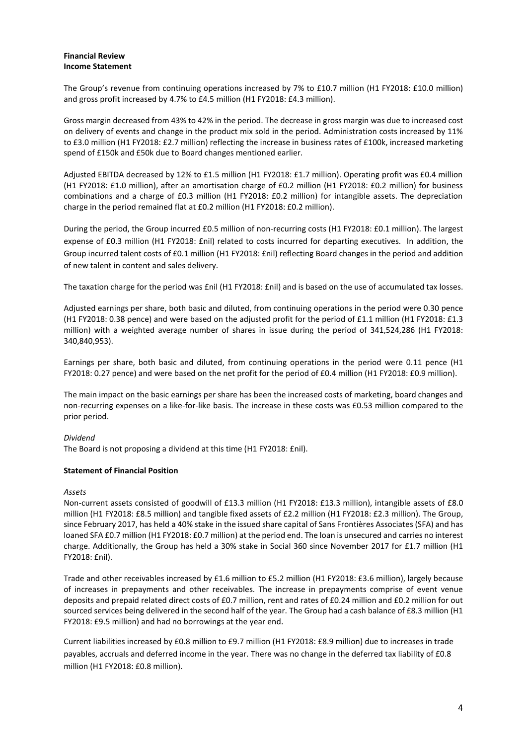**Financial Review**
**Income Statement**

The Group's revenue from continuing operations increased by 7% to £10.7 million (H1 FY2018: £10.0 million) and gross profit increased by 4.7% to £4.5 million (H1 FY2018: £4.3 million).

Gross margin decreased from 43% to 42% in the period. The decrease in gross margin was due to increased cost on delivery of events and change in the product mix sold in the period. Administration costs increased by 11% to £3.0 million (H1 FY2018: £2.7 million) reflecting the increase in business rates of £100k, increased marketing spend of £150k and £50k due to Board changes mentioned earlier.

Adjusted EBITDA decreased by 12% to £1.5 million (H1 FY2018: £1.7 million). Operating profit was £0.4 million (H1 FY2018: £1.0 million), after an amortisation charge of £0.2 million (H1 FY2018: £0.2 million) for business combinations and a charge of £0.3 million (H1 FY2018: £0.2 million) for intangible assets. The depreciation charge in the period remained flat at £0.2 million (H1 FY2018: £0.2 million).

During the period, the Group incurred £0.5 million of non-recurring costs (H1 FY2018: £0.1 million). The largest expense of £0.3 million (H1 FY2018: £nil) related to costs incurred for departing executives. In addition, the Group incurred talent costs of £0.1 million (H1 FY2018: £nil) reflecting Board changes in the period and addition of new talent in content and sales delivery.

The taxation charge for the period was £nil (H1 FY2018: £nil) and is based on the use of accumulated tax losses.

Adjusted earnings per share, both basic and diluted, from continuing operations in the period were 0.30 pence (H1 FY2018: 0.38 pence) and were based on the adjusted profit for the period of £1.1 million (H1 FY2018: £1.3 million) with a weighted average number of shares in issue during the period of 341,524,286 (H1 FY2018: 340,840,953).

Earnings per share, both basic and diluted, from continuing operations in the period were 0.11 pence (H1 FY2018: 0.27 pence) and were based on the net profit for the period of £0.4 million (H1 FY2018: £0.9 million).

The main impact on the basic earnings per share has been the increased costs of marketing, board changes and non-recurring expenses on a like-for-like basis. The increase in these costs was £0.53 million compared to the prior period.

*Dividend*
The Board is not proposing a dividend at this time (H1 FY2018: £nil).

**Statement of Financial Position**

*Assets*
Non-current assets consisted of goodwill of £13.3 million (H1 FY2018: £13.3 million), intangible assets of £8.0 million (H1 FY2018: £8.5 million) and tangible fixed assets of £2.2 million (H1 FY2018: £2.3 million). The Group, since February 2017, has held a 40% stake in the issued share capital of Sans Frontières Associates (SFA) and has loaned SFA £0.7 million (H1 FY2018: £0.7 million) at the period end. The loan is unsecured and carries no interest charge. Additionally, the Group has held a 30% stake in Social 360 since November 2017 for £1.7 million (H1 FY2018: £nil).

Trade and other receivables increased by £1.6 million to £5.2 million (H1 FY2018: £3.6 million), largely because of increases in prepayments and other receivables. The increase in prepayments comprise of event venue deposits and prepaid related direct costs of £0.7 million, rent and rates of £0.24 million and £0.2 million for out sourced services being delivered in the second half of the year. The Group had a cash balance of £8.3 million (H1 FY2018: £9.5 million) and had no borrowings at the year end.

Current liabilities increased by £0.8 million to £9.7 million (H1 FY2018: £8.9 million) due to increases in trade payables, accruals and deferred income in the year. There was no change in the deferred tax liability of £0.8 million (H1 FY2018: £0.8 million).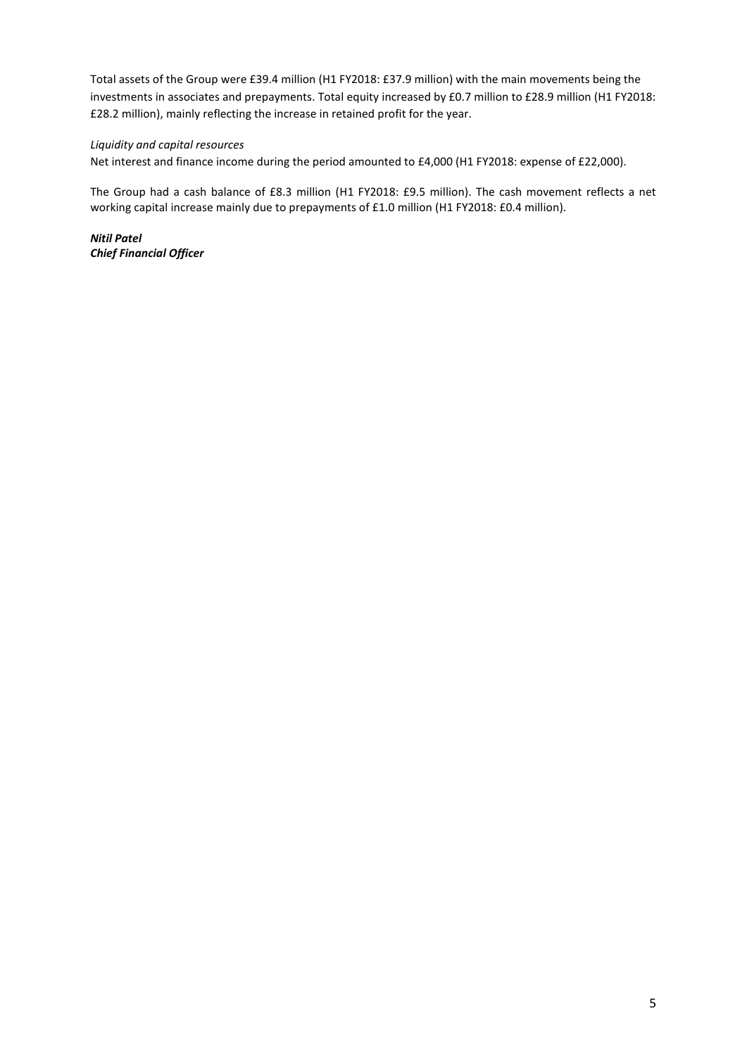Total assets of the Group were £39.4 million (H1 FY2018: £37.9 million) with the main movements being the investments in associates and prepayments. Total equity increased by £0.7 million to £28.9 million (H1 FY2018: £28.2 million), mainly reflecting the increase in retained profit for the year.

*Liquidity and capital resources*

Net interest and finance income during the period amounted to £4,000 (H1 FY2018: expense of £22,000).

The Group had a cash balance of £8.3 million (H1 FY2018: £9.5 million). The cash movement reflects a net working capital increase mainly due to prepayments of £1.0 million (H1 FY2018: £0.4 million).

***Nitil Patel***
***Chief Financial Officer***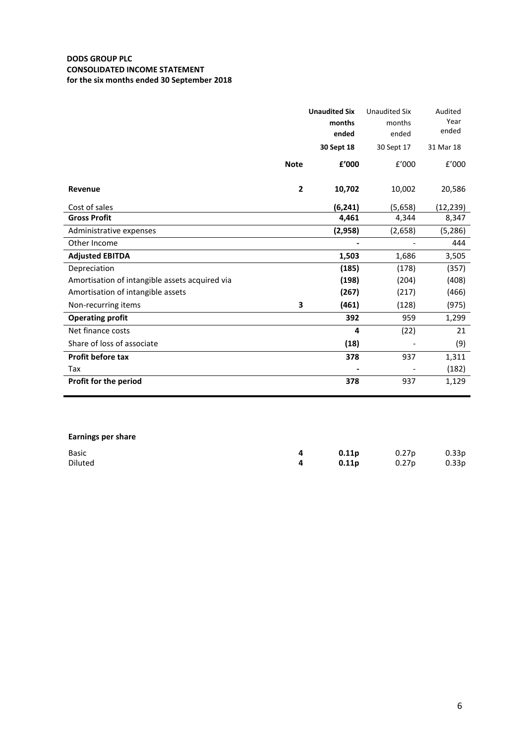**DODS GROUP PLC**
**CONSOLIDATED INCOME STATEMENT**
**for the six months ended 30 September 2018**

| | Note | **Unaudited Six months ended 30 Sept 18 £'000** | Unaudited Six months ended 30 Sept 17 £'000 | Audited Year ended 31 Mar 18 £'000 |
|---|---|---|---|---|
| **Revenue** | 2 | **10,702** | 10,002 | 20,586 |
| Cost of sales | | **(6,241)** | (5,658) | (12,239) |
| **Gross Profit** | | **4,461** | 4,344 | 8,347 |
| Administrative expenses | | **(2,958)** | (2,658) | (5,286) |
| Other Income | | **-** | - | 444 |
| **Adjusted EBITDA** | | **1,503** | 1,686 | 3,505 |
| Depreciation | | **(185)** | (178) | (357) |
| Amortisation of intangible assets acquired via | | **(198)** | (204) | (408) |
| Amortisation of intangible assets | | **(267)** | (217) | (466) |
| Non-recurring items | 3 | **(461)** | (128) | (975) |
| **Operating profit** | | **392** | 959 | 1,299 |
| Net finance costs | | **4** | (22) | 21 |
| Share of loss of associate | | **(18)** | - | (9) |
| **Profit before tax** | | **378** | 937 | 1,311 |
| Tax | | **-** | - | (182) |
| **Profit for the period** | | **378** | 937 | 1,129 |

**Earnings per share**

| | Note | 30 Sept 18 | 30 Sept 17 | 31 Mar 18 |
|---|---|---|---|---|
| Basic | 4 | **0.11p** | 0.27p | 0.33p |
| Diluted | 4 | **0.11p** | 0.27p | 0.33p |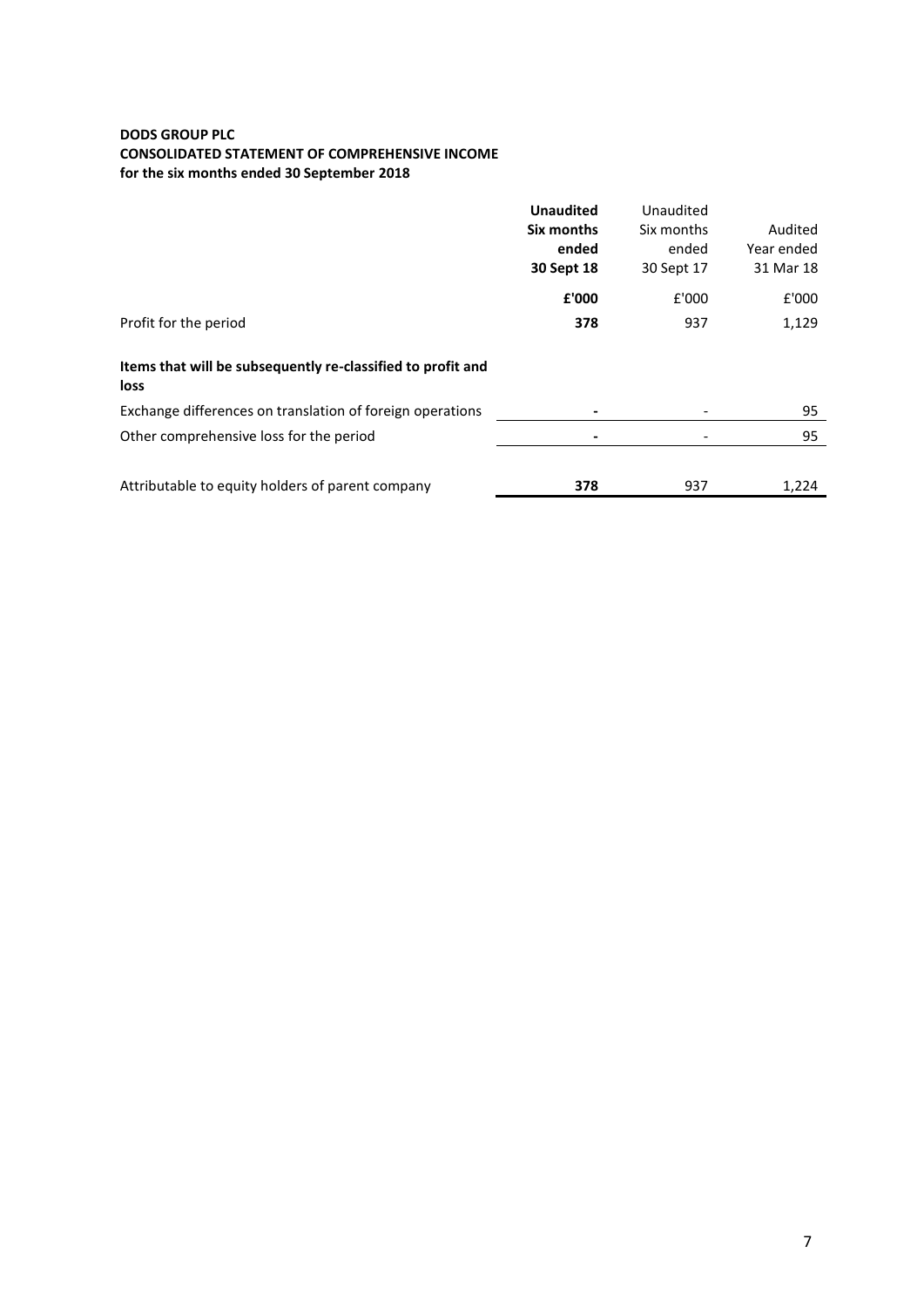**DODS GROUP PLC**
**CONSOLIDATED STATEMENT OF COMPREHENSIVE INCOME**
**for the six months ended 30 September 2018**

| | **Unaudited Six months ended 30 Sept 18** | Unaudited Six months ended 30 Sept 17 | Audited Year ended 31 Mar 18 |
|---|---|---|---|
| | **£'000** | £'000 | £'000 |
| Profit for the period | **378** | 937 | 1,129 |
| **Items that will be subsequently re-classified to profit and loss** | | | |
| Exchange differences on translation of foreign operations | **-** | - | 95 |
| Other comprehensive loss for the period | **-** | - | 95 |
| Attributable to equity holders of parent company | **378** | 937 | 1,224 |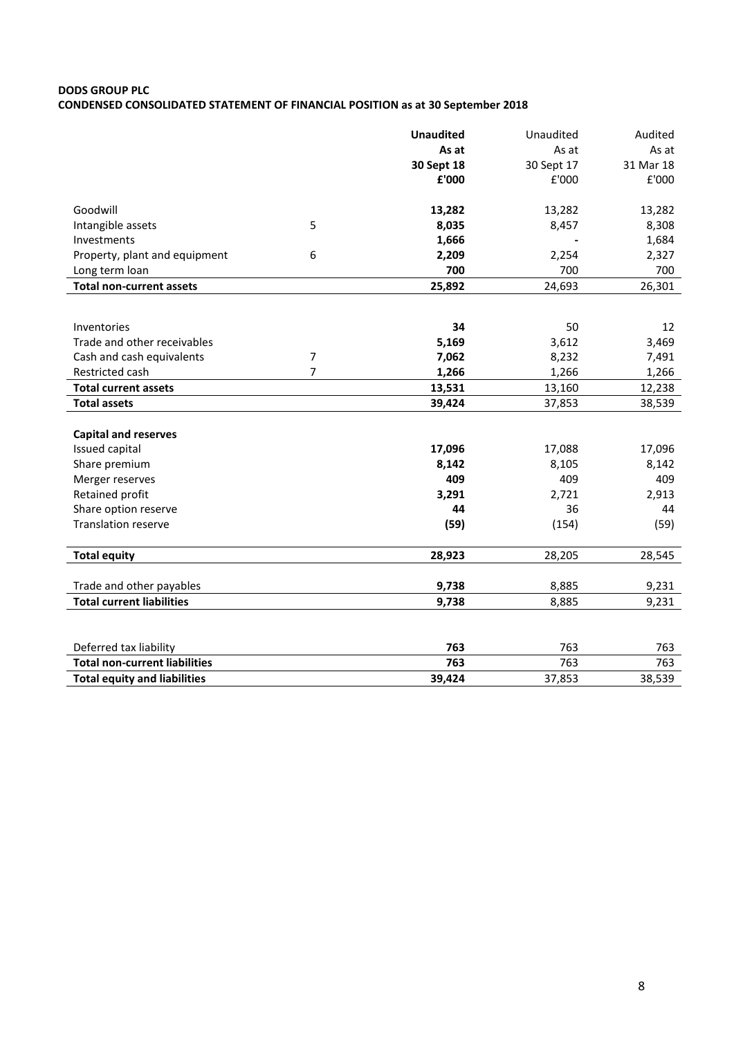**DODS GROUP PLC**
**CONDENSED CONSOLIDATED STATEMENT OF FINANCIAL POSITION as at 30 September 2018**

| | | **Unaudited** | Unaudited | Audited |
|---|---|---|---|---|
| | | **As at** | As at | As at |
| | | **30 Sept 18** | 30 Sept 17 | 31 Mar 18 |
| | | **£'000** | £'000 | £'000 |
| Goodwill | | **13,282** | 13,282 | 13,282 |
| Intangible assets | 5 | **8,035** | 8,457 | 8,308 |
| Investments | | **1,666** | - | 1,684 |
| Property, plant and equipment | 6 | **2,209** | 2,254 | 2,327 |
| Long term loan | | **700** | 700 | 700 |
| **Total non-current assets** | | **25,892** | 24,693 | 26,301 |
| | | | | |
| Inventories | | **34** | 50 | 12 |
| Trade and other receivables | | **5,169** | 3,612 | 3,469 |
| Cash and cash equivalents | 7 | **7,062** | 8,232 | 7,491 |
| Restricted cash | 7 | **1,266** | 1,266 | 1,266 |
| **Total current assets** | | **13,531** | 13,160 | 12,238 |
| **Total assets** | | **39,424** | 37,853 | 38,539 |
| | | | | |
| **Capital and reserves** | | | | |
| Issued capital | | **17,096** | 17,088 | 17,096 |
| Share premium | | **8,142** | 8,105 | 8,142 |
| Merger reserves | | **409** | 409 | 409 |
| Retained profit | | **3,291** | 2,721 | 2,913 |
| Share option reserve | | **44** | 36 | 44 |
| Translation reserve | | **(59)** | (154) | (59) |
| **Total equity** | | **28,923** | 28,205 | 28,545 |
| | | | | |
| Trade and other payables | | **9,738** | 8,885 | 9,231 |
| **Total current liabilities** | | **9,738** | 8,885 | 9,231 |
| | | | | |
| Deferred tax liability | | **763** | 763 | 763 |
| **Total non-current liabilities** | | **763** | 763 | 763 |
| **Total equity and liabilities** | | **39,424** | 37,853 | 38,539 |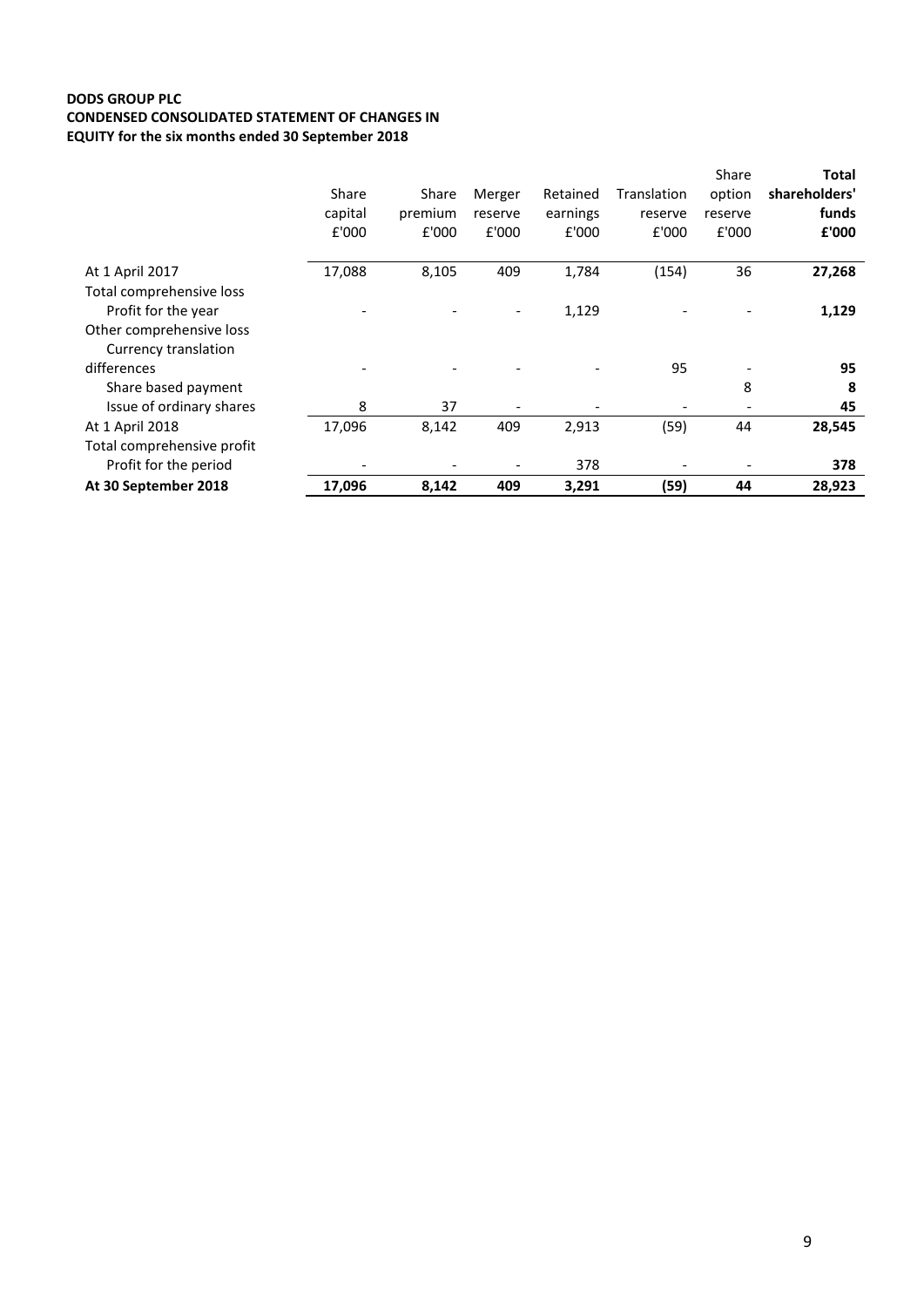**DODS GROUP PLC**
**CONDENSED CONSOLIDATED STATEMENT OF CHANGES IN EQUITY for the six months ended 30 September 2018**

| | Share capital £'000 | Share premium £'000 | Merger reserve £'000 | Retained earnings £'000 | Translation reserve £'000 | Share option reserve £'000 | **Total shareholders' funds £'000** |
|---|---|---|---|---|---|---|---|
| At 1 April 2017 | 17,088 | 8,105 | 409 | 1,784 | (154) | 36 | **27,268** |
| Total comprehensive loss | | | | | | | |
| Profit for the year | - | - | - | 1,129 | - | - | **1,129** |
| Other comprehensive loss | | | | | | | |
| Currency translation differences | - | - | - | - | 95 | - | **95** |
| Share based payment | | | | | | 8 | **8** |
| Issue of ordinary shares | 8 | 37 | - | - | - | - | **45** |
| At 1 April 2018 | 17,096 | 8,142 | 409 | 2,913 | (59) | 44 | **28,545** |
| Total comprehensive profit | | | | | | | |
| Profit for the period | - | - | - | 378 | - | - | **378** |
| **At 30 September 2018** | **17,096** | **8,142** | **409** | **3,291** | **(59)** | **44** | **28,923** |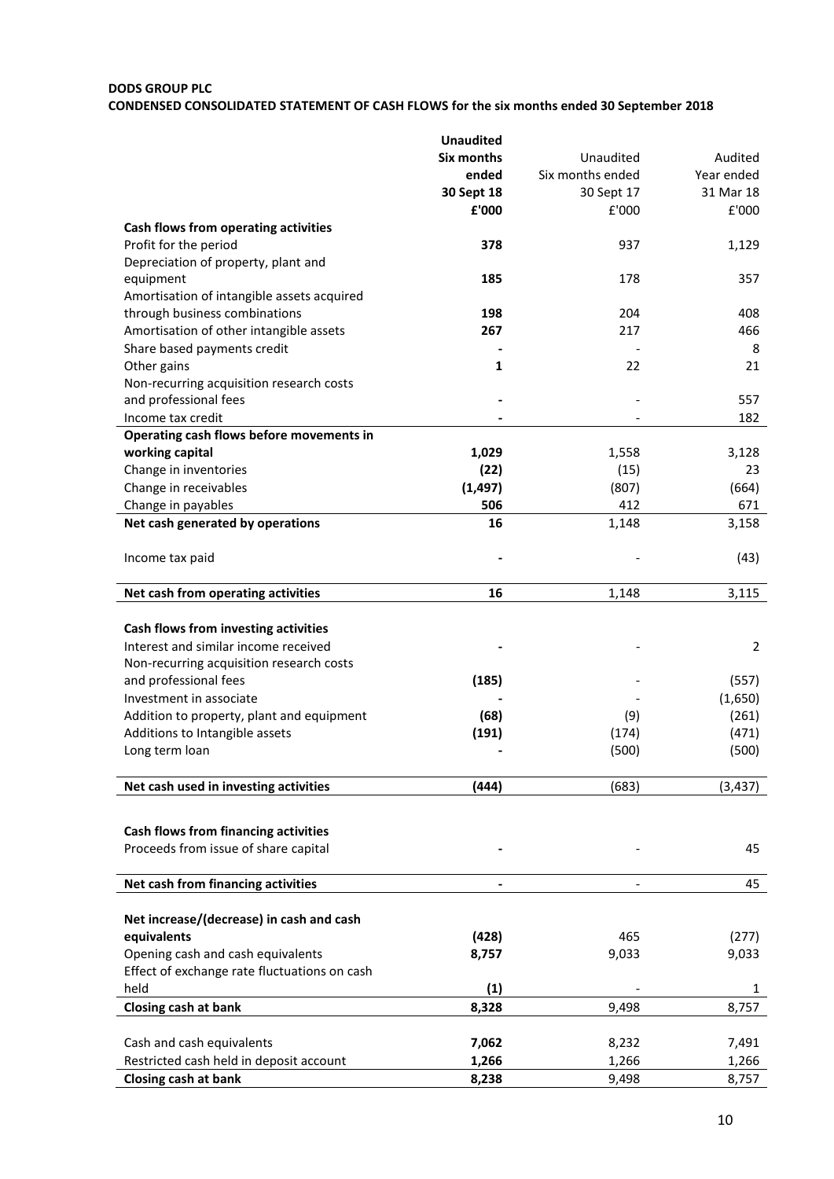**DODS GROUP PLC**

**CONDENSED CONSOLIDATED STATEMENT OF CASH FLOWS for the six months ended 30 September 2018**

| | **Unaudited Six months ended 30 Sept 18 £'000** | Unaudited Six months ended 30 Sept 17 £'000 | Audited Year ended 31 Mar 18 £'000 |
|---|---|---|---|
| **Cash flows from operating activities** | | | |
| Profit for the period | **378** | 937 | 1,129 |
| Depreciation of property, plant and equipment | **185** | 178 | 357 |
| Amortisation of intangible assets acquired through business combinations | **198** | 204 | 408 |
| Amortisation of other intangible assets | **267** | 217 | 466 |
| Share based payments credit | **-** | - | 8 |
| Other gains | **1** | 22 | 21 |
| Non-recurring acquisition research costs and professional fees | **-** | - | 557 |
| Income tax credit | **-** | - | 182 |
| **Operating cash flows before movements in working capital** | **1,029** | 1,558 | 3,128 |
| Change in inventories | **(22)** | (15) | 23 |
| Change in receivables | **(1,497)** | (807) | (664) |
| Change in payables | **506** | 412 | 671 |
| **Net cash generated by operations** | **16** | 1,148 | 3,158 |
| Income tax paid | **-** | - | (43) |
| **Net cash from operating activities** | **16** | 1,148 | 3,115 |
| **Cash flows from investing activities** | | | |
| Interest and similar income received | **-** | - | 2 |
| Non-recurring acquisition research costs and professional fees | **(185)** | - | (557) |
| Investment in associate | **-** | - | (1,650) |
| Addition to property, plant and equipment | **(68)** | (9) | (261) |
| Additions to Intangible assets | **(191)** | (174) | (471) |
| Long term loan | **-** | (500) | (500) |
| **Net cash used in investing activities** | **(444)** | (683) | (3,437) |
| **Cash flows from financing activities** | | | |
| Proceeds from issue of share capital | **-** | - | 45 |
| **Net cash from financing activities** | **-** | - | 45 |
| **Net increase/(decrease) in cash and cash equivalents** | **(428)** | 465 | (277) |
| Opening cash and cash equivalents | **8,757** | 9,033 | 9,033 |
| Effect of exchange rate fluctuations on cash held | **(1)** | - | 1 |
| **Closing cash at bank** | **8,328** | 9,498 | 8,757 |
| Cash and cash equivalents | **7,062** | 8,232 | 7,491 |
| Restricted cash held in deposit account | **1,266** | 1,266 | 1,266 |
| **Closing cash at bank** | **8,238** | 9,498 | 8,757 |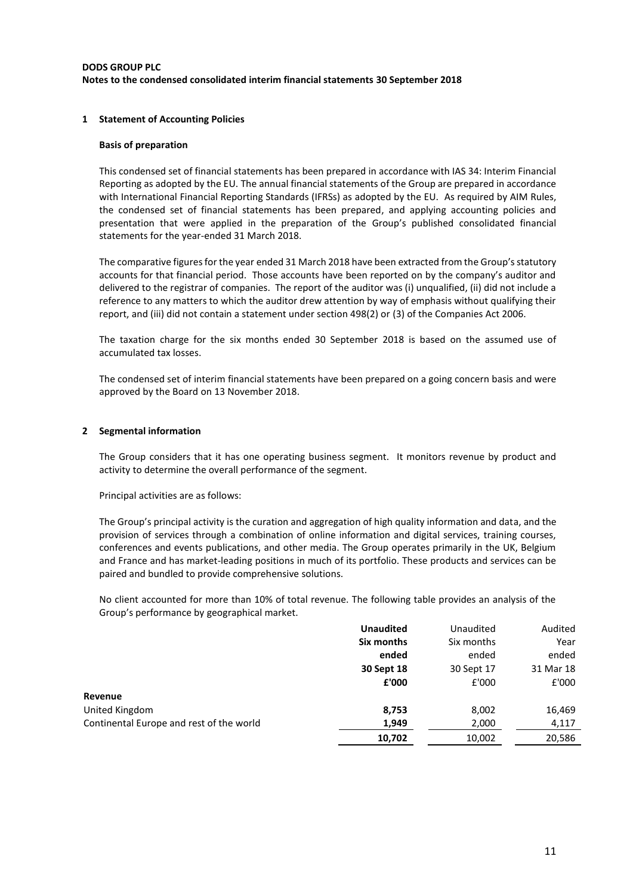**DODS GROUP PLC**
**Notes to the condensed consolidated interim financial statements 30 September 2018**

## 1 Statement of Accounting Policies

### Basis of preparation

This condensed set of financial statements has been prepared in accordance with IAS 34: Interim Financial Reporting as adopted by the EU. The annual financial statements of the Group are prepared in accordance with International Financial Reporting Standards (IFRSs) as adopted by the EU. As required by AIM Rules, the condensed set of financial statements has been prepared, and applying accounting policies and presentation that were applied in the preparation of the Group's published consolidated financial statements for the year-ended 31 March 2018.

The comparative figures for the year ended 31 March 2018 have been extracted from the Group's statutory accounts for that financial period. Those accounts have been reported on by the company's auditor and delivered to the registrar of companies. The report of the auditor was (i) unqualified, (ii) did not include a reference to any matters to which the auditor drew attention by way of emphasis without qualifying their report, and (iii) did not contain a statement under section 498(2) or (3) of the Companies Act 2006.

The taxation charge for the six months ended 30 September 2018 is based on the assumed use of accumulated tax losses.

The condensed set of interim financial statements have been prepared on a going concern basis and were approved by the Board on 13 November 2018.

## 2 Segmental information

The Group considers that it has one operating business segment. It monitors revenue by product and activity to determine the overall performance of the segment.

Principal activities are as follows:

The Group's principal activity is the curation and aggregation of high quality information and data, and the provision of services through a combination of online information and digital services, training courses, conferences and events publications, and other media. The Group operates primarily in the UK, Belgium and France and has market-leading positions in much of its portfolio. These products and services can be paired and bundled to provide comprehensive solutions.

No client accounted for more than 10% of total revenue. The following table provides an analysis of the Group's performance by geographical market.

| | **Unaudited Six months ended 30 Sept 18 £'000** | Unaudited Six months ended 30 Sept 17 £'000 | Audited Year ended 31 Mar 18 £'000 |
|---|---|---|---|
| **Revenue** | | | |
| United Kingdom | **8,753** | 8,002 | 16,469 |
| Continental Europe and rest of the world | **1,949** | 2,000 | 4,117 |
| | **10,702** | 10,002 | 20,586 |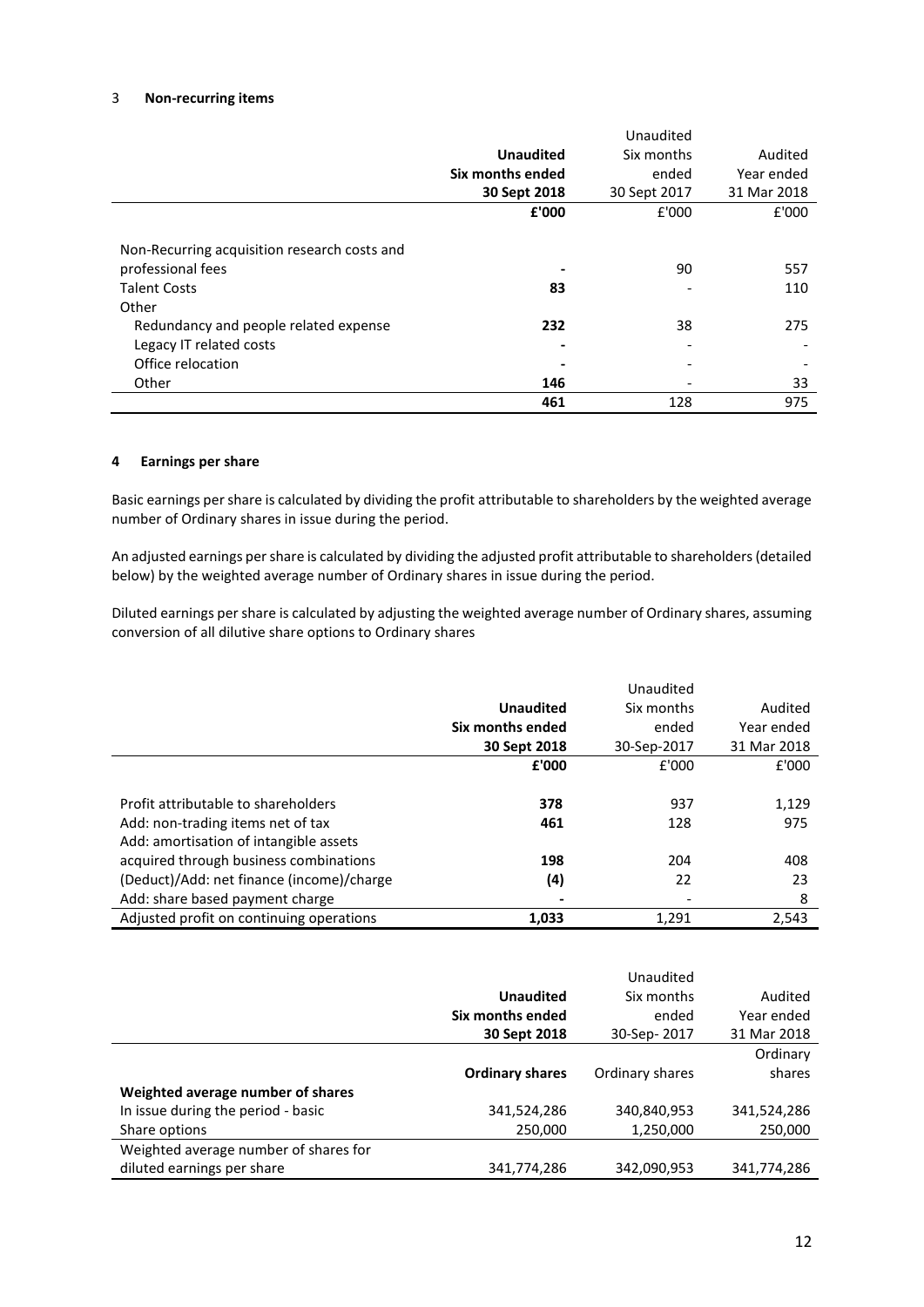## 3 Non-recurring items

| | **Unaudited Six months ended 30 Sept 2018** | Unaudited Six months ended 30 Sept 2017 | Audited Year ended 31 Mar 2018 |
|---|---|---|---|
| | **£'000** | £'000 | £'000 |
| Non-Recurring acquisition research costs and professional fees | **-** | 90 | 557 |
| Talent Costs | **83** | - | 110 |
| Other | | | |
| Redundancy and people related expense | **232** | 38 | 275 |
| Legacy IT related costs | **-** | - | - |
| Office relocation | **-** | - | - |
| Other | **146** | - | 33 |
| | **461** | 128 | 975 |

## 4 Earnings per share

Basic earnings per share is calculated by dividing the profit attributable to shareholders by the weighted average number of Ordinary shares in issue during the period.

An adjusted earnings per share is calculated by dividing the adjusted profit attributable to shareholders (detailed below) by the weighted average number of Ordinary shares in issue during the period.

Diluted earnings per share is calculated by adjusting the weighted average number of Ordinary shares, assuming conversion of all dilutive share options to Ordinary shares

| | **Unaudited Six months ended 30 Sept 2018** | Unaudited Six months ended 30-Sep-2017 | Audited Year ended 31 Mar 2018 |
|---|---|---|---|
| | **£'000** | £'000 | £'000 |
| Profit attributable to shareholders | **378** | 937 | 1,129 |
| Add: non-trading items net of tax | **461** | 128 | 975 |
| Add: amortisation of intangible assets acquired through business combinations | **198** | 204 | 408 |
| (Deduct)/Add: net finance (income)/charge | **(4)** | 22 | 23 |
| Add: share based payment charge | **-** | - | 8 |
| Adjusted profit on continuing operations | **1,033** | 1,291 | 2,543 |

| | **Unaudited Six months ended 30 Sept 2018** | Unaudited Six months ended 30-Sep- 2017 | Audited Year ended 31 Mar 2018 |
|---|---|---|---|
| | **Ordinary shares** | Ordinary shares | Ordinary shares |
| **Weighted average number of shares** | | | |
| In issue during the period - basic | 341,524,286 | 340,840,953 | 341,524,286 |
| Share options | 250,000 | 1,250,000 | 250,000 |
| Weighted average number of shares for diluted earnings per share | 341,774,286 | 342,090,953 | 341,774,286 |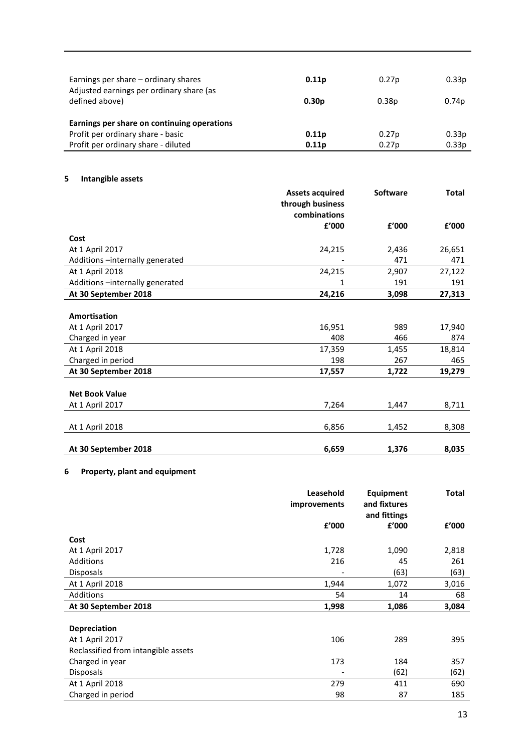| | | | |
|---|---|---|---|
| Earnings per share – ordinary shares | **0.11p** | 0.27p | 0.33p |
| Adjusted earnings per ordinary share (as defined above) | **0.30p** | 0.38p | 0.74p |
| | | | |
| **Earnings per share on continuing operations** | | | |
| Profit per ordinary share - basic | **0.11p** | 0.27p | 0.33p |
| Profit per ordinary share - diluted | **0.11p** | 0.27p | 0.33p |

## 5 Intangible assets

| | Assets acquired through business combinations | Software | Total |
|---|---|---|---|
| | **£'000** | **£'000** | **£'000** |
| **Cost** | | | |
| At 1 April 2017 | 24,215 | 2,436 | 26,651 |
| Additions –internally generated | - | 471 | 471 |
| At 1 April 2018 | 24,215 | 2,907 | 27,122 |
| Additions –internally generated | 1 | 191 | 191 |
| **At 30 September 2018** | **24,216** | **3,098** | **27,313** |
| | | | |
| **Amortisation** | | | |
| At 1 April 2017 | 16,951 | 989 | 17,940 |
| Charged in year | 408 | 466 | 874 |
| At 1 April 2018 | 17,359 | 1,455 | 18,814 |
| Charged in period | 198 | 267 | 465 |
| **At 30 September 2018** | **17,557** | **1,722** | **19,279** |
| | | | |
| **Net Book Value** | | | |
| At 1 April 2017 | 7,264 | 1,447 | 8,711 |
| | | | |
| At 1 April 2018 | 6,856 | 1,452 | 8,308 |
| | | | |
| **At 30 September 2018** | **6,659** | **1,376** | **8,035** |

## 6 Property, plant and equipment

| | Leasehold improvements | Equipment and fixtures and fittings | Total |
|---|---|---|---|
| | **£'000** | **£'000** | **£'000** |
| **Cost** | | | |
| At 1 April 2017 | 1,728 | 1,090 | 2,818 |
| Additions | 216 | 45 | 261 |
| Disposals | - | (63) | (63) |
| At 1 April 2018 | 1,944 | 1,072 | 3,016 |
| Additions | 54 | 14 | 68 |
| **At 30 September 2018** | **1,998** | **1,086** | **3,084** |
| | | | |
| **Depreciation** | | | |
| At 1 April 2017 | 106 | 289 | 395 |
| Reclassified from intangible assets | | | |
| Charged in year | 173 | 184 | 357 |
| Disposals | - | (62) | (62) |
| At 1 April 2018 | 279 | 411 | 690 |
| Charged in period | 98 | 87 | 185 |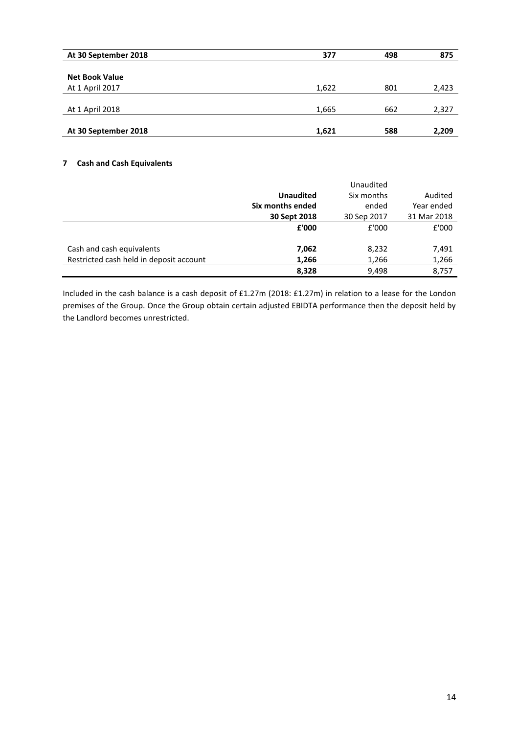| | | | |
|---|---|---|---|
| **At 30 September 2018** | **377** | **498** | **875** |
| **Net Book Value** | | | |
| At 1 April 2017 | 1,622 | 801 | 2,423 |
| At 1 April 2018 | 1,665 | 662 | 2,327 |
| **At 30 September 2018** | **1,621** | **588** | **2,209** |

**7 Cash and Cash Equivalents**

| | **Unaudited Six months ended 30 Sept 2018** | Unaudited Six months ended 30 Sep 2017 | Audited Year ended 31 Mar 2018 |
|---|---|---|---|
| | **£'000** | £'000 | £'000 |
| Cash and cash equivalents | **7,062** | 8,232 | 7,491 |
| Restricted cash held in deposit account | **1,266** | 1,266 | 1,266 |
| | **8,328** | 9,498 | 8,757 |

Included in the cash balance is a cash deposit of £1.27m (2018: £1.27m) in relation to a lease for the London premises of the Group. Once the Group obtain certain adjusted EBIDTA performance then the deposit held by the Landlord becomes unrestricted.